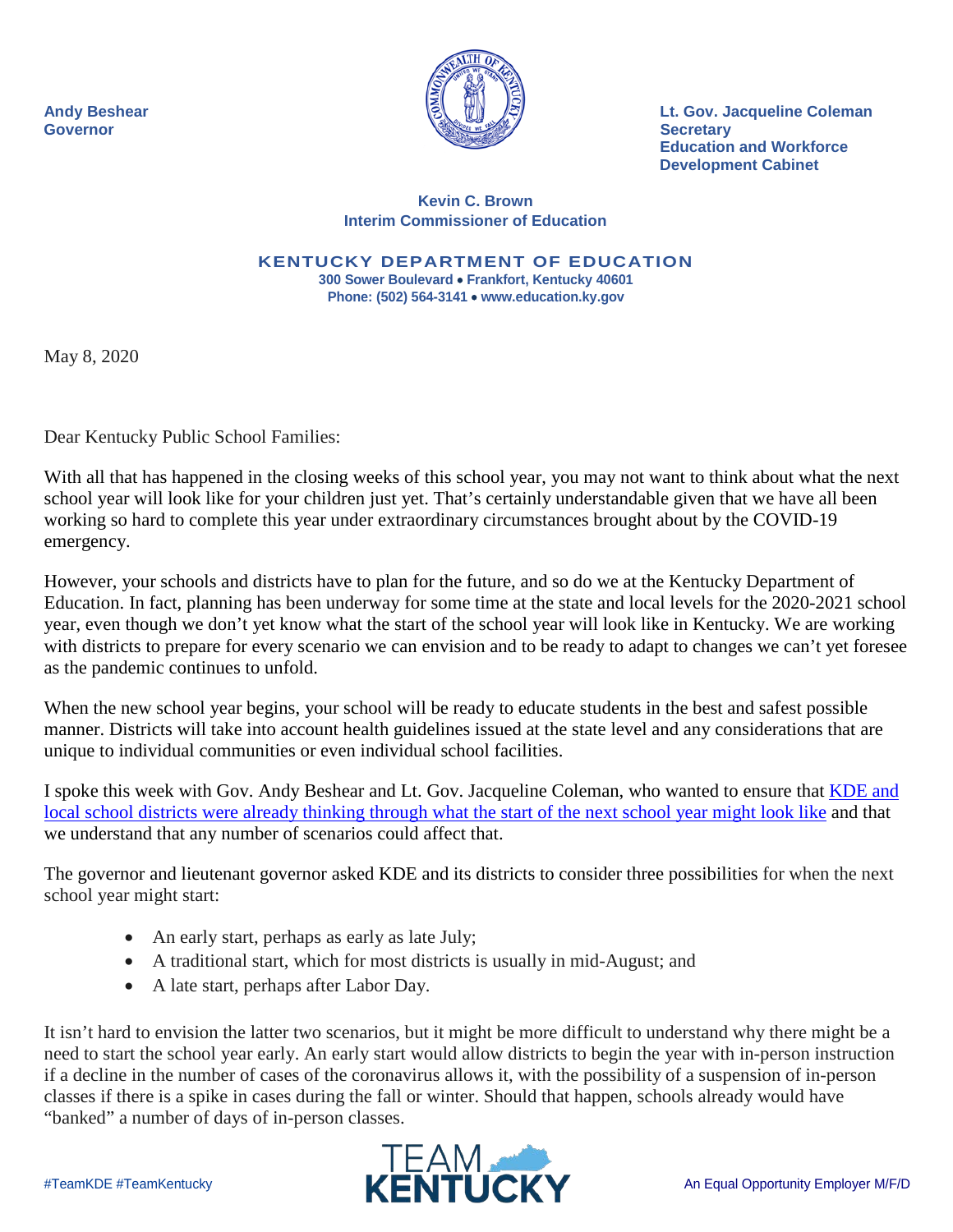**Andy Beshear**
**Governor**

**Lt. Gov. Jacqueline Coleman**
**Secretary**
**Education and Workforce Development Cabinet**

**Kevin C. Brown**
**Interim Commissioner of Education**

**KENTUCKY DEPARTMENT OF EDUCATION**
**300 Sower Boulevard • Frankfort, Kentucky 40601**
**Phone: (502) 564-3141 • www.education.ky.gov**

May 8, 2020

Dear Kentucky Public School Families:

With all that has happened in the closing weeks of this school year, you may not want to think about what the next school year will look like for your children just yet. That's certainly understandable given that we have all been working so hard to complete this year under extraordinary circumstances brought about by the COVID-19 emergency.

However, your schools and districts have to plan for the future, and so do we at the Kentucky Department of Education. In fact, planning has been underway for some time at the state and local levels for the 2020-2021 school year, even though we don't yet know what the start of the school year will look like in Kentucky. We are working with districts to prepare for every scenario we can envision and to be ready to adapt to changes we can't yet foresee as the pandemic continues to unfold.

When the new school year begins, your school will be ready to educate students in the best and safest possible manner. Districts will take into account health guidelines issued at the state level and any considerations that are unique to individual communities or even individual school facilities.

I spoke this week with Gov. Andy Beshear and Lt. Gov. Jacqueline Coleman, who wanted to ensure that KDE and local school districts were already thinking through what the start of the next school year might look like and that we understand that any number of scenarios could affect that.

The governor and lieutenant governor asked KDE and its districts to consider three possibilities for when the next school year might start:

- An early start, perhaps as early as late July;
- A traditional start, which for most districts is usually in mid-August; and
- A late start, perhaps after Labor Day.

It isn't hard to envision the latter two scenarios, but it might be more difficult to understand why there might be a need to start the school year early. An early start would allow districts to begin the year with in-person instruction if a decline in the number of cases of the coronavirus allows it, with the possibility of a suspension of in-person classes if there is a spike in cases during the fall or winter. Should that happen, schools already would have "banked" a number of days of in-person classes.

#TeamKDE #TeamKentucky

An Equal Opportunity Employer M/F/D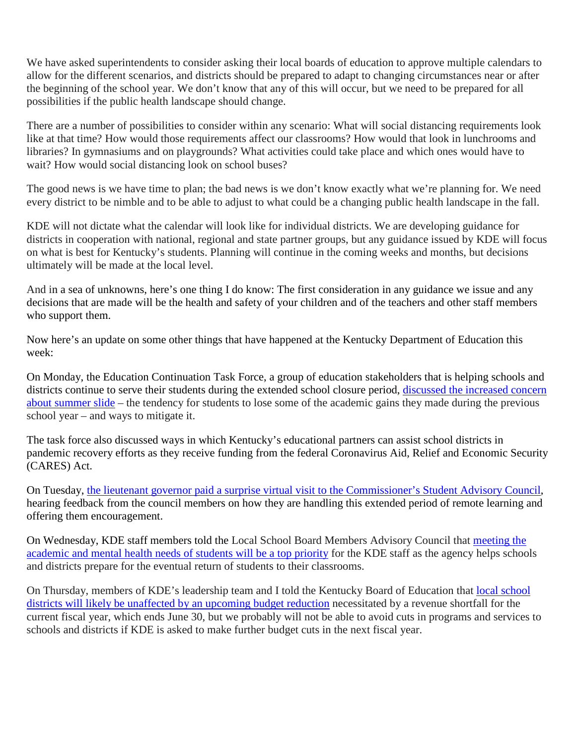We have asked superintendents to consider asking their local boards of education to approve multiple calendars to allow for the different scenarios, and districts should be prepared to adapt to changing circumstances near or after the beginning of the school year. We don't know that any of this will occur, but we need to be prepared for all possibilities if the public health landscape should change.

There are a number of possibilities to consider within any scenario: What will social distancing requirements look like at that time? How would those requirements affect our classrooms? How would that look in lunchrooms and libraries? In gymnasiums and on playgrounds? What activities could take place and which ones would have to wait? How would social distancing look on school buses?

The good news is we have time to plan; the bad news is we don't know exactly what we're planning for. We need every district to be nimble and to be able to adjust to what could be a changing public health landscape in the fall.

KDE will not dictate what the calendar will look like for individual districts. We are developing guidance for districts in cooperation with national, regional and state partner groups, but any guidance issued by KDE will focus on what is best for Kentucky's students. Planning will continue in the coming weeks and months, but decisions ultimately will be made at the local level.

And in a sea of unknowns, here's one thing I do know: The first consideration in any guidance we issue and any decisions that are made will be the health and safety of your children and of the teachers and other staff members who support them.

Now here's an update on some other things that have happened at the Kentucky Department of Education this week:

On Monday, the Education Continuation Task Force, a group of education stakeholders that is helping schools and districts continue to serve their students during the extended school closure period, discussed the increased concern about summer slide – the tendency for students to lose some of the academic gains they made during the previous school year – and ways to mitigate it.

The task force also discussed ways in which Kentucky's educational partners can assist school districts in pandemic recovery efforts as they receive funding from the federal Coronavirus Aid, Relief and Economic Security (CARES) Act.

On Tuesday, the lieutenant governor paid a surprise virtual visit to the Commissioner's Student Advisory Council, hearing feedback from the council members on how they are handling this extended period of remote learning and offering them encouragement.

On Wednesday, KDE staff members told the Local School Board Members Advisory Council that meeting the academic and mental health needs of students will be a top priority for the KDE staff as the agency helps schools and districts prepare for the eventual return of students to their classrooms.

On Thursday, members of KDE's leadership team and I told the Kentucky Board of Education that local school districts will likely be unaffected by an upcoming budget reduction necessitated by a revenue shortfall for the current fiscal year, which ends June 30, but we probably will not be able to avoid cuts in programs and services to schools and districts if KDE is asked to make further budget cuts in the next fiscal year.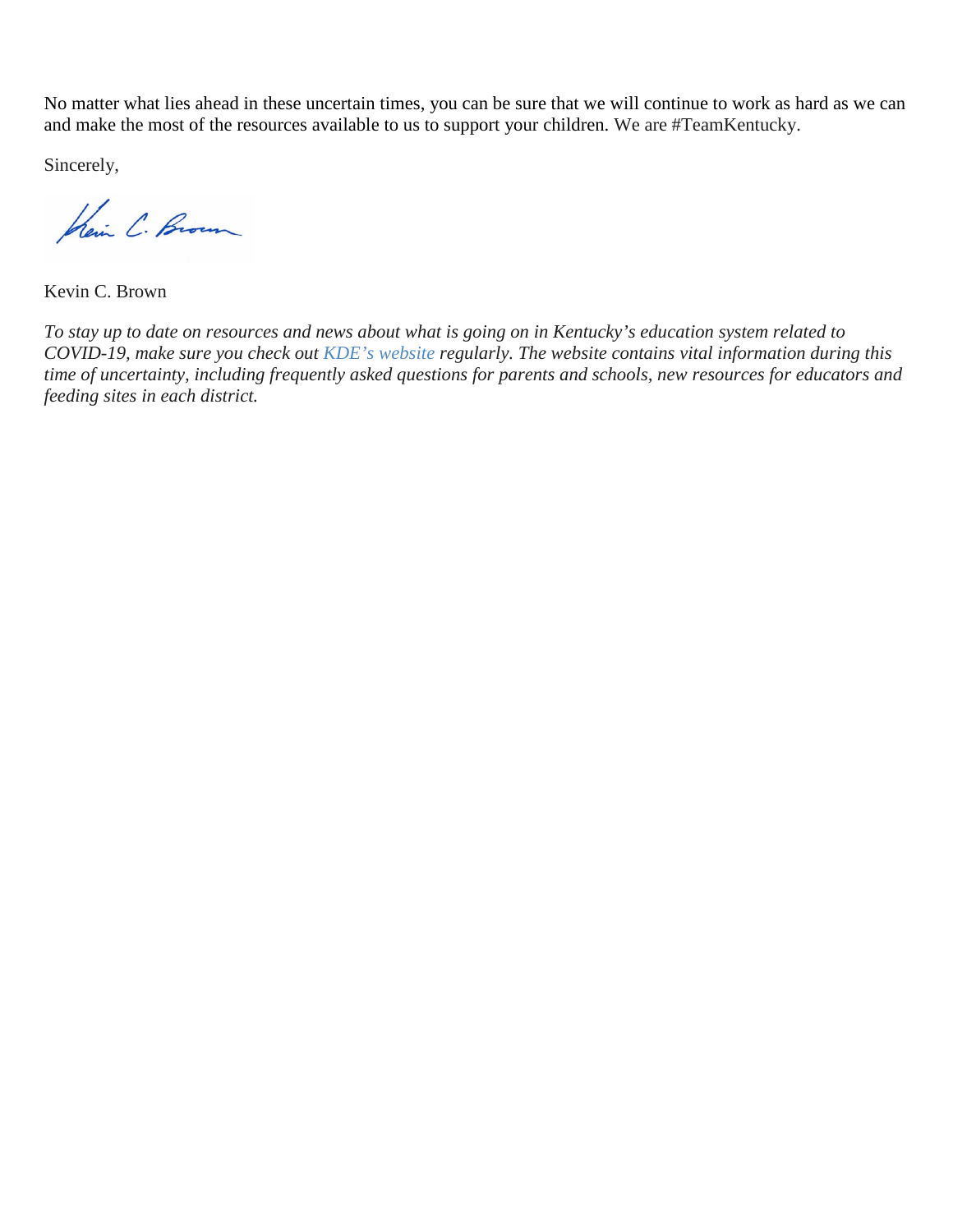No matter what lies ahead in these uncertain times, you can be sure that we will continue to work as hard as we can and make the most of the resources available to us to support your children. We are #TeamKentucky.

Sincerely,

Kevin C. Brown

*To stay up to date on resources and news about what is going on in Kentucky's education system related to COVID-19, make sure you check out KDE's website regularly. The website contains vital information during this time of uncertainty, including frequently asked questions for parents and schools, new resources for educators and feeding sites in each district.*